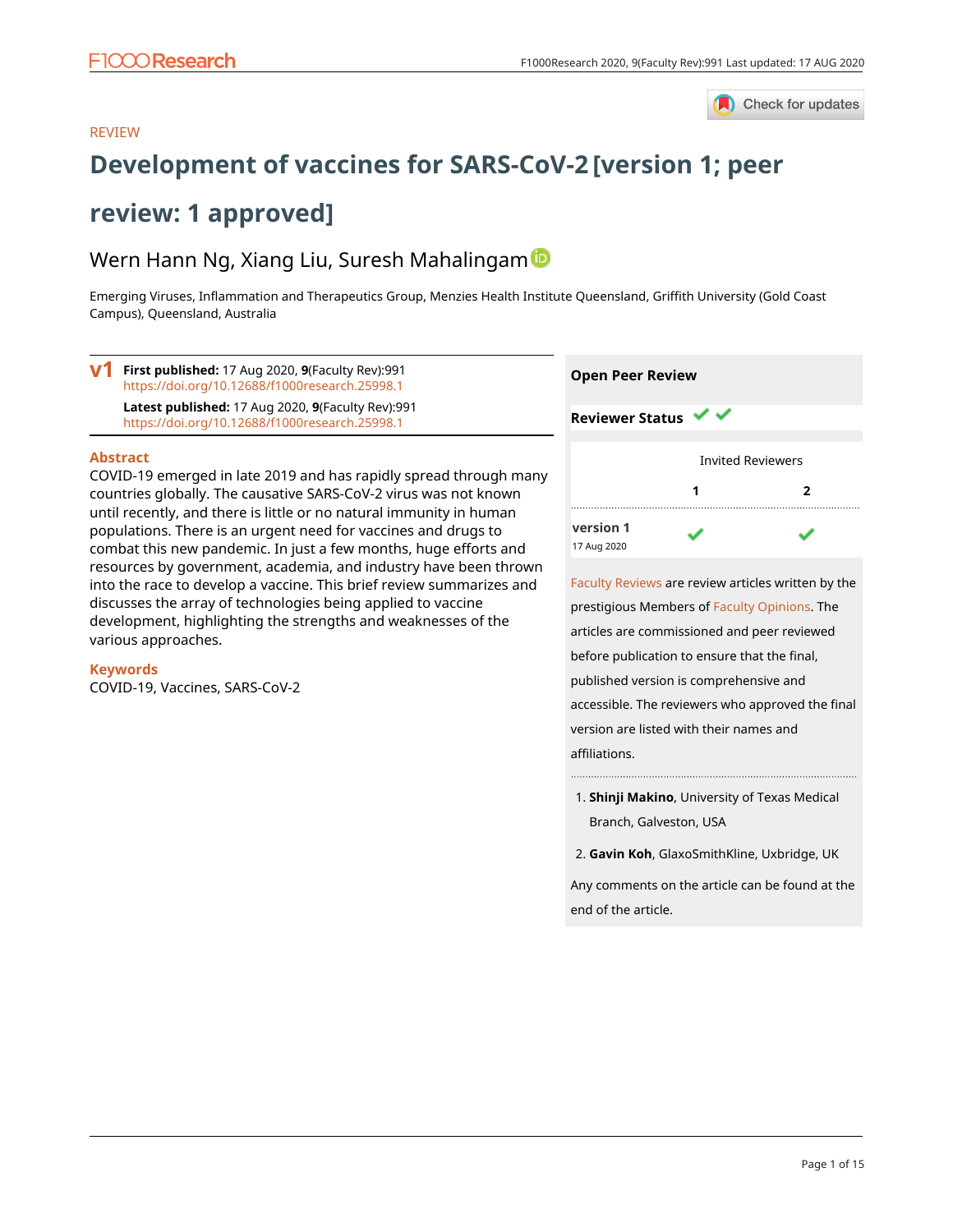REVIEW

# Development of vaccines for SARS-CoV-2 [version 1; peer review: 1 approved]

Wern Hann Ng, Xiang Liu, Suresh Mahalingam

Emerging Viruses, Inflammation and Therapeutics Group, Menzies Health Institute Queensland, Griffith University (Gold Coast Campus), Queensland, Australia

**v1** **First published:** 17 Aug 2020, **9**(Faculty Rev):991
https://doi.org/10.12688/f1000research.25998.1

**Latest published:** 17 Aug 2020, **9**(Faculty Rev):991
https://doi.org/10.12688/f1000research.25998.1

## Abstract

COVID-19 emerged in late 2019 and has rapidly spread through many countries globally. The causative SARS-CoV-2 virus was not known until recently, and there is little or no natural immunity in human populations. There is an urgent need for vaccines and drugs to combat this new pandemic. In just a few months, huge efforts and resources by government, academia, and industry have been thrown into the race to develop a vaccine. This brief review summarizes and discusses the array of technologies being applied to vaccine development, highlighting the strengths and weaknesses of the various approaches.

## Keywords

COVID-19, Vaccines, SARS-CoV-2

## Open Peer Review

**Reviewer Status** ✔ ✔

| | Invited Reviewers | |
|---|---|---|
| | **1** | **2** |
| **version 1** 17 Aug 2020 | ✔ | ✔ |

Faculty Reviews are review articles written by the prestigious Members of Faculty Opinions. The articles are commissioned and peer reviewed before publication to ensure that the final, published version is comprehensive and accessible. The reviewers who approved the final version are listed with their names and affiliations.

1. **Shinji Makino**, University of Texas Medical Branch, Galveston, USA
2. **Gavin Koh**, GlaxoSmithKline, Uxbridge, UK

Any comments on the article can be found at the end of the article.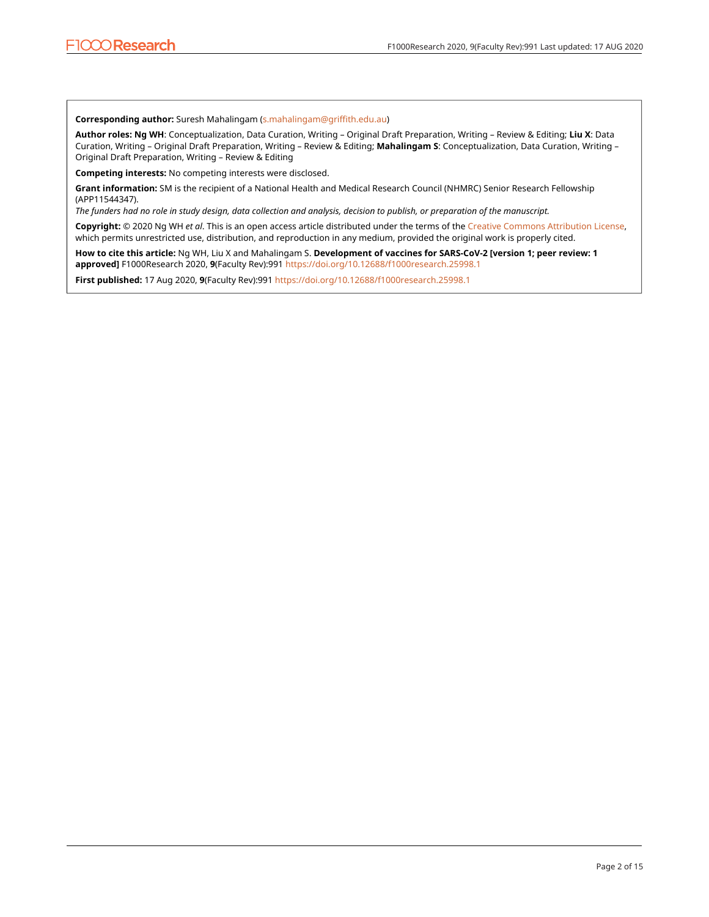**Corresponding author:** Suresh Mahalingam (s.mahalingam@griffith.edu.au)

**Author roles: Ng WH**: Conceptualization, Data Curation, Writing – Original Draft Preparation, Writing – Review & Editing; **Liu X**: Data Curation, Writing – Original Draft Preparation, Writing – Review & Editing; **Mahalingam S**: Conceptualization, Data Curation, Writing – Original Draft Preparation, Writing – Review & Editing

**Competing interests:** No competing interests were disclosed.

**Grant information:** SM is the recipient of a National Health and Medical Research Council (NHMRC) Senior Research Fellowship (APP11544347).

*The funders had no role in study design, data collection and analysis, decision to publish, or preparation of the manuscript.*

**Copyright:** © 2020 Ng WH *et al*. This is an open access article distributed under the terms of the Creative Commons Attribution License, which permits unrestricted use, distribution, and reproduction in any medium, provided the original work is properly cited.

**How to cite this article:** Ng WH, Liu X and Mahalingam S. **Development of vaccines for SARS-CoV-2 [version 1; peer review: 1 approved]** F1000Research 2020, **9**(Faculty Rev):991 https://doi.org/10.12688/f1000research.25998.1

**First published:** 17 Aug 2020, **9**(Faculty Rev):991 https://doi.org/10.12688/f1000research.25998.1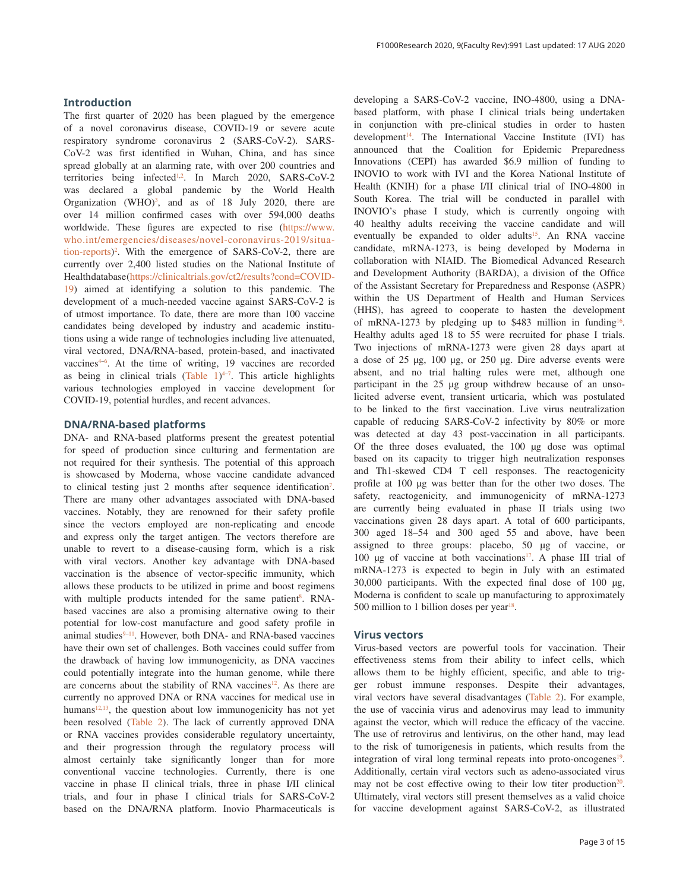## Introduction

The first quarter of 2020 has been plagued by the emergence of a novel coronavirus disease, COVID-19 or severe acute respiratory syndrome coronavirus 2 (SARS-CoV-2). SARS-CoV-2 was first identified in Wuhan, China, and has since spread globally at an alarming rate, with over 200 countries and territories being infected[1,2]. In March 2020, SARS-CoV-2 was declared a global pandemic by the World Health Organization (WHO)[3], and as of 18 July 2020, there are over 14 million confirmed cases with over 594,000 deaths worldwide. These figures are expected to rise (https://www.who.int/emergencies/diseases/novel-coronavirus-2019/situation-reports)[2]. With the emergence of SARS-CoV-2, there are currently over 2,400 listed studies on the National Institute of Healthdatabase(https://clinicaltrials.gov/ct2/results?cond=COVID-19) aimed at identifying a solution to this pandemic. The development of a much-needed vaccine against SARS-CoV-2 is of utmost importance. To date, there are more than 100 vaccine candidates being developed by industry and academic institutions using a wide range of technologies including live attenuated, viral vectored, DNA/RNA-based, protein-based, and inactivated vaccines[4–6]. At the time of writing, 19 vaccines are recorded as being in clinical trials (Table 1)[4–7]. This article highlights various technologies employed in vaccine development for COVID-19, potential hurdles, and recent advances.

## DNA/RNA-based platforms

DNA- and RNA-based platforms present the greatest potential for speed of production since culturing and fermentation are not required for their synthesis. The potential of this approach is showcased by Moderna, whose vaccine candidate advanced to clinical testing just 2 months after sequence identification[7]. There are many other advantages associated with DNA-based vaccines. Notably, they are renowned for their safety profile since the vectors employed are non-replicating and encode and express only the target antigen. The vectors therefore are unable to revert to a disease-causing form, which is a risk with viral vectors. Another key advantage with DNA-based vaccination is the absence of vector-specific immunity, which allows these products to be utilized in prime and boost regimens with multiple products intended for the same patient[8]. RNA-based vaccines are also a promising alternative owing to their potential for low-cost manufacture and good safety profile in animal studies[9–11]. However, both DNA- and RNA-based vaccines have their own set of challenges. Both vaccines could suffer from the drawback of having low immunogenicity, as DNA vaccines could potentially integrate into the human genome, while there are concerns about the stability of RNA vaccines[12]. As there are currently no approved DNA or RNA vaccines for medical use in humans[12,13], the question about low immunogenicity has not yet been resolved (Table 2). The lack of currently approved DNA or RNA vaccines provides considerable regulatory uncertainty, and their progression through the regulatory process will almost certainly take significantly longer than for more conventional vaccine technologies. Currently, there is one vaccine in phase II clinical trials, three in phase I/II clinical trials, and four in phase I clinical trials for SARS-CoV-2 based on the DNA/RNA platform. Inovio Pharmaceuticals is developing a SARS-CoV-2 vaccine, INO-4800, using a DNA-based platform, with phase I clinical trials being undertaken in conjunction with pre-clinical studies in order to hasten development[14]. The International Vaccine Institute (IVI) has announced that the Coalition for Epidemic Preparedness Innovations (CEPI) has awarded $6.9 million of funding to INOVIO to work with IVI and the Korea National Institute of Health (KNIH) for a phase I/II clinical trial of INO-4800 in South Korea. The trial will be conducted in parallel with INOVIO's phase I study, which is currently ongoing with 40 healthy adults receiving the vaccine candidate and will eventually be expanded to older adults[15]. An RNA vaccine candidate, mRNA-1273, is being developed by Moderna in collaboration with NIAID. The Biomedical Advanced Research and Development Authority (BARDA), a division of the Office of the Assistant Secretary for Preparedness and Response (ASPR) within the US Department of Health and Human Services (HHS), has agreed to cooperate to hasten the development of mRNA-1273 by pledging up to $483 million in funding[16]. Healthy adults aged 18 to 55 were recruited for phase I trials. Two injections of mRNA-1273 were given 28 days apart at a dose of 25 µg, 100 µg, or 250 µg. Dire adverse events were absent, and no trial halting rules were met, although one participant in the 25 µg group withdrew because of an unsolicited adverse event, transient urticaria, which was postulated to be linked to the first vaccination. Live virus neutralization capable of reducing SARS-CoV-2 infectivity by 80% or more was detected at day 43 post-vaccination in all participants. Of the three doses evaluated, the 100 µg dose was optimal based on its capacity to trigger high neutralization responses and Th1-skewed CD4 T cell responses. The reactogenicity profile at 100 µg was better than for the other two doses. The safety, reactogenicity, and immunogenicity of mRNA-1273 are currently being evaluated in phase II trials using two vaccinations given 28 days apart. A total of 600 participants, 300 aged 18–54 and 300 aged 55 and above, have been assigned to three groups: placebo, 50 µg of vaccine, or 100 µg of vaccine at both vaccinations[17]. A phase III trial of mRNA-1273 is expected to begin in July with an estimated 30,000 participants. With the expected final dose of 100 µg, Moderna is confident to scale up manufacturing to approximately 500 million to 1 billion doses per year[18].

## Virus vectors

Virus-based vectors are powerful tools for vaccination. Their effectiveness stems from their ability to infect cells, which allows them to be highly efficient, specific, and able to trigger robust immune responses. Despite their advantages, viral vectors have several disadvantages (Table 2). For example, the use of vaccinia virus and adenovirus may lead to immunity against the vector, which will reduce the efficacy of the vaccine. The use of retrovirus and lentivirus, on the other hand, may lead to the risk of tumorigenesis in patients, which results from the integration of viral long terminal repeats into proto-oncogenes[19]. Additionally, certain viral vectors such as adeno-associated virus may not be cost effective owing to their low titer production[20]. Ultimately, viral vectors still present themselves as a valid choice for vaccine development against SARS-CoV-2, as illustrated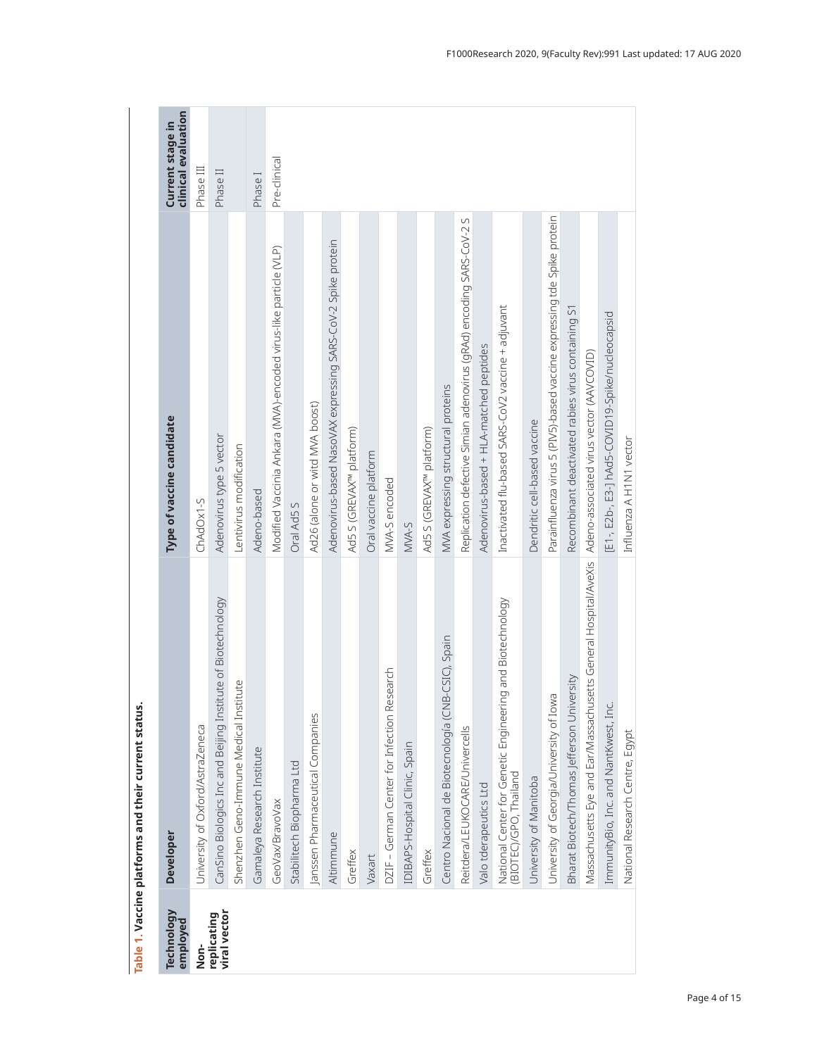**Table 1. Vaccine platforms and their current status.**

| Technology employed | Developer | Type of vaccine candidate | Current stage in clinical evaluation |
|---|---|---|---|
| Non-replicating viral vector | University of Oxford/AstraZeneca | ChAdOx1-S | Phase III |
| | CanSino Biologics Inc and Beijing Institute of Biotechnology | Adenovirus type 5 vector | Phase II |
| | Shenzhen Geno-Immune Medical Institute | Lentivirus modification | |
| | Gamaleya Research Institute | Adeno-based | Phase I |
| | GeoVax/BravoVax | Modified Vaccinia Ankara (MVA)-encoded virus-like particle (VLP) | Pre-clinical |
| | Stabilitech Biopharma Ltd | Oral Ad5 S | |
| | Janssen Pharmaceutical Companies | Ad26 (alone or witd MVA boost) | |
| | Altimmune | Adenovirus-based NasoVAX expressing SARS-CoV-2 Spike protein | |
| | Greffex | Ad5 S (GREVAX™ platform) | |
| | Vaxart | Oral vaccine platform | |
| | DZIF – German Center for Infection Research | MVA-S encoded | |
| | IDIBAPS-Hospital Clinic, Spain | MVA-S | |
| | Greffex | Ad5 S (GREVAX™ platform) | |
| | Centro Nacional de Biotecnología (CNB-CSIC), Spain | MVA expressing structural proteins | |
| | Reitdera/LEUKOCARE/Univercells | Replication defective Simian adenovirus (gRAd) encoding SARS-CoV-2 S | |
| | Valo tderapeutics Ltd | Adenovirus-based + HLA-matched peptides | |
| | National Center for Genetic Engineering and Biotechnology (BIOTEC)/GPO, Thailand | Inactivated flu-based SARS-CoV2 vaccine + adjuvant | |
| | University of Manitoba | Dendritic cell-based vaccine | |
| | University of Georgia/University of Iowa | Parainfluenza virus 5 (PIV5)-based vaccine expressing tde Spike protein | |
| | Bharat Biotech/Thomas Jefferson University | Recombinant deactivated rabies virus containing S1 | |
| | Massachusetts Eye and Ear/Massachusetts General Hospital/AveXis | Adeno-associated virus vector (AAVCOVID) | |
| | ImmunityBio, Inc. and NantKwest, Inc. | [E1-, E2b-, E3-] hAd5-COVID19-Spike/nucleocapsid | |
| | National Research Centre, Egypt | Influenza A H1N1 vector | |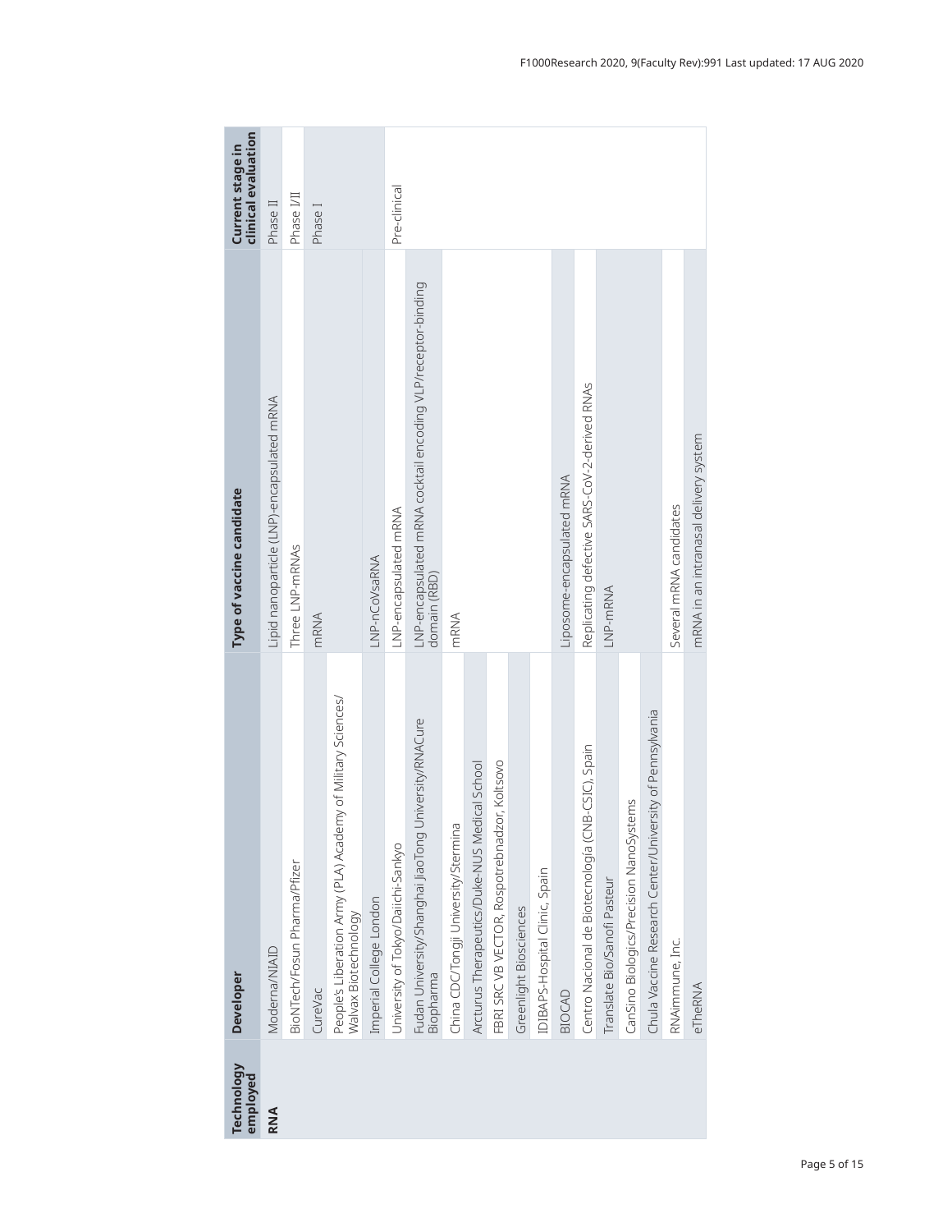| Technology employed | Developer | Type of vaccine candidate | Current stage in clinical evaluation |
|---|---|---|---|
| RNA | Moderna/NIAID | Lipid nanoparticle (LNP)-encapsulated mRNA | Phase II |
| | BioNTech/Fosun Pharma/Pfizer | Three LNP-mRNAs | Phase I/II |
| | CureVac | mRNA | Phase I |
| | People's Liberation Army (PLA) Academy of Military Sciences/ Walvax Biotechnology | | |
| | Imperial College London | LNP-nCoVsaRNA | |
| | University of Tokyo/Daiichi-Sankyo | LNP-encapsulated mRNA | Pre-clinical |
| | Fudan University/Shanghai JiaoTong University/RNACure Biopharma | LNP-encapsulated mRNA cocktail encoding VLP/receptor-binding domain (RBD) | |
| | China CDC/Tongji University/Stermina | mRNA | |
| | Arcturus Therapeutics/Duke-NUS Medical School | | |
| | FBRI SRC VB VECTOR, Rospotrebnadzor, Koltsovo | | |
| | Greenlight Biosciences | | |
| | IDIBAPS-Hospital Clinic, Spain | | |
| | BIOCAD | Liposome-encapsulated mRNA | |
| | Centro Nacional de Biotecnología (CNB-CSIC), Spain | Replicating defective SARS-CoV-2-derived RNAs | |
| | Translate Bio/Sanofi Pasteur | LNP-mRNA | |
| | CanSino Biologics/Precision NanoSystems | | |
| | Chula Vaccine Research Center/University of Pennsylvania | | |
| | RNAimmune, Inc. | Several mRNA candidates | |
| | eTheRNA | mRNA in an intranasal delivery system | |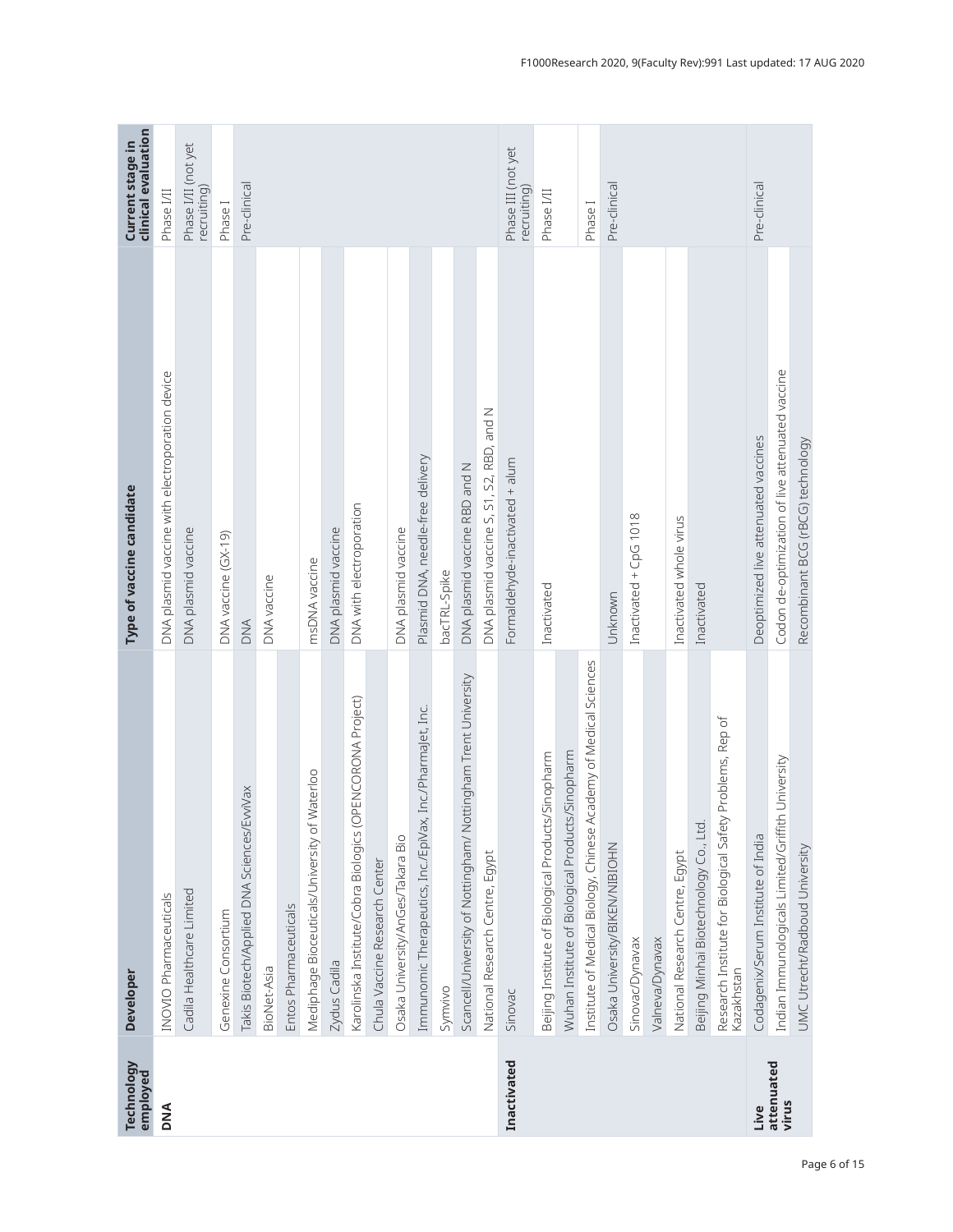| Technology employed | Developer | Type of vaccine candidate | Current stage in clinical evaluation |
| --- | --- | --- | --- |
| DNA | INOVIO Pharmaceuticals | DNA plasmid vaccine with electroporation device | Phase I/II |
| | Cadila Healthcare Limited | DNA plasmid vaccine | Phase I/II (not yet recruiting) |
| | Genexine Consortium | DNA vaccine (GX-19) | Phase I |
| | Takis Biotech/Applied DNA Sciences/EvviVax | DNA | Pre-clinical |
| | BioNet-Asia | DNA vaccine | |
| | Entos Pharmaceuticals | | |
| | Mediphage Bioceuticals/University of Waterloo | msDNA vaccine | |
| | Zydus Cadila | DNA plasmid vaccine | |
| | Karolinska Institute/Cobra Biologics (OPENCORONA Project) | DNA with electroporation | |
| | Chula Vaccine Research Center | | |
| | Osaka University/AnGes/Takara Bio | DNA plasmid vaccine | |
| | Immunomic Therapeutics, Inc./EpiVax, Inc./PharmaJet, Inc. | Plasmid DNA, needle-free delivery | |
| | Symvivo | bacTRL-Spike | |
| | Scancell/University of Nottingham/ Nottingham Trent University | DNA plasmid vaccine RBD and N | |
| | National Research Centre, Egypt | DNA plasmid vaccine S, S1, S2, RBD, and N | |
| Inactivated | Sinovac | Formaldehyde-inactivated + alum | Phase III (not yet recruiting) |
| | Beijing Institute of Biological Products/Sinopharm | Inactivated | Phase I/II |
| | Wuhan Institute of Biological Products/Sinopharm | | |
| | Institute of Medical Biology, Chinese Academy of Medical Sciences | | Phase I |
| | Osaka University/BIKEN/NIBIOHN | Unknown | Pre-clinical |
| | Sinovac/Dynavax | Inactivated + CpG 1018 | |
| | Valneva/Dynavax | | |
| | National Research Centre, Egypt | Inactivated whole virus | |
| | Beijing Minhai Biotechnology Co., Ltd. | Inactivated | |
| | Research Institute for Biological Safety Problems, Rep of Kazakhstan | | |
| Live attenuated virus | Codagenix/Serum Institute of India | Deoptimized live attenuated vaccines | Pre-clinical |
| | Indian Immunologicals Limited/Griffith University | Codon de-optimization of live attenuated vaccine | |
| | UMC Utrecht/Radboud University | Recombinant BCG (rBCG) technology | |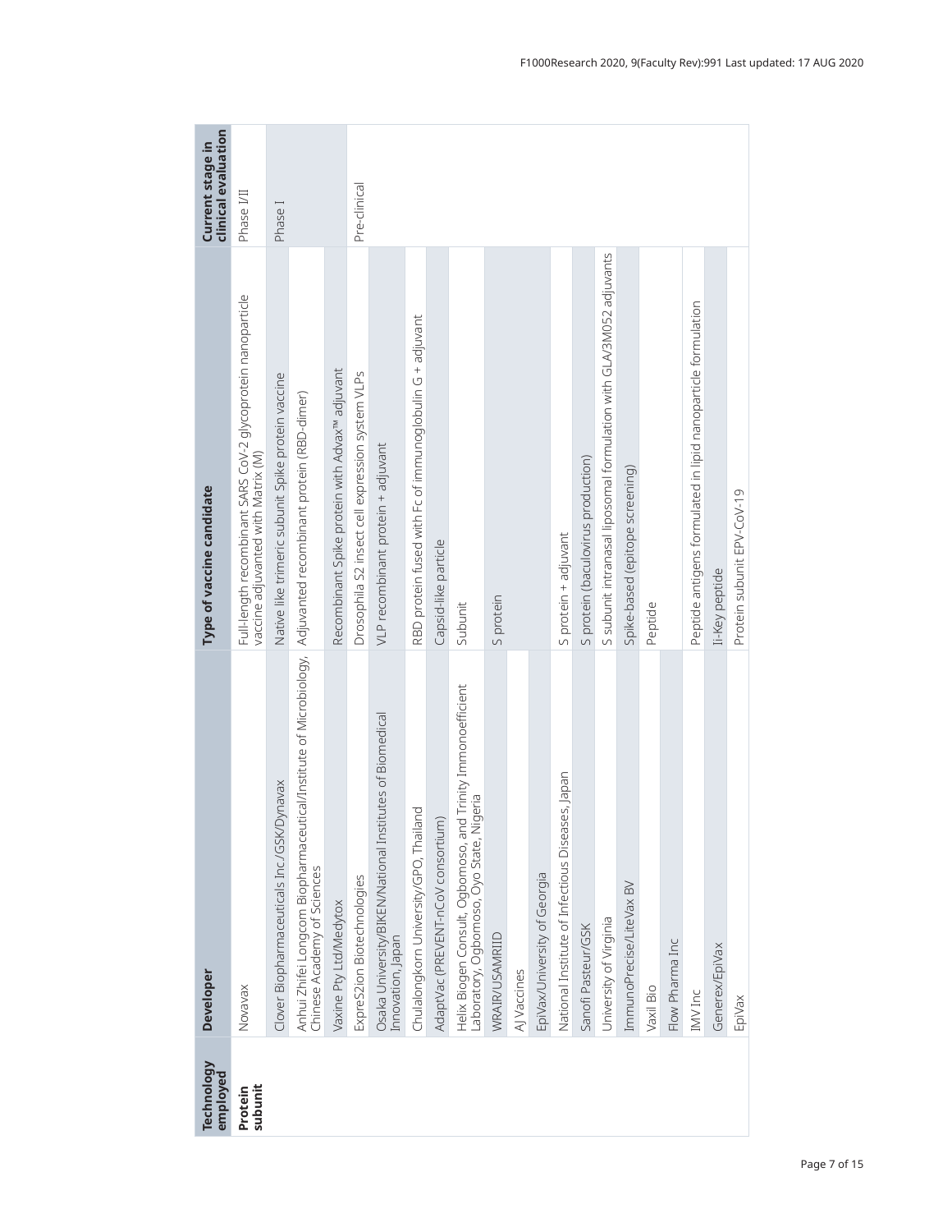| Technology employed | Developer | Type of vaccine candidate | Current stage in clinical evaluation |
|---|---|---|---|
| Protein subunit | Novavax | Full-length recombinant SARS CoV-2 glycoprotein nanoparticle vaccine adjuvanted with Matrix (M) | Phase I/II |
| | Clover Biopharmaceuticals Inc./GSK/Dynavax | Native like trimeric subunit Spike protein vaccine | Phase I |
| | Anhui Zhifei Longcom Biopharmaceutical/Institute of Microbiology, Chinese Academy of Sciences | Adjuvanted recombinant protein (RBD-dimer) | |
| | Vaxine Pty Ltd/Medytox | Recombinant Spike protein with Advax™ adjuvant | |
| | ExpreS2ion Biotechnologies | Drosophila S2 insect cell expression system VLPs | Pre-clinical |
| | Osaka University/BIKEN/National Institutes of Biomedical Innovation, Japan | VLP recombinant protein + adjuvant | |
| | Chulalongkorn University/GPO, Thailand | RBD protein fused with Fc of immunoglobulin G + adjuvant | |
| | AdaptVac (PREVENT-nCoV consortium) | Capsid-like particle | |
| | Helix Biogen Consult, Ogbomoso, and Trinity Immonoefficient Laboratory, Ogbomoso, Oyo State, Nigeria | Subunit | |
| | WRAIR/USAMRIID | S protein | |
| | AJ Vaccines | | |
| | EpiVax/University of Georgia | | |
| | National Institute of Infectious Diseases, Japan | S protein + adjuvant | |
| | Sanofi Pasteur/GSK | S protein (baculovirus production) | |
| | University of Virginia | S subunit intranasal liposomal formulation with GLA/3M052 adjuvants | |
| | ImmunoPrecise/LiteVax BV | Spike-based (epitope screening) | |
| | Vaxil Bio | Peptide | |
| | Flow Pharma Inc | | |
| | IMV Inc | Peptide antigens formulated in lipid nanoparticle formulation | |
| | Generex/EpiVax | Ii-Key peptide | |
| | EpiVax | Protein subunit EPV-CoV-19 | |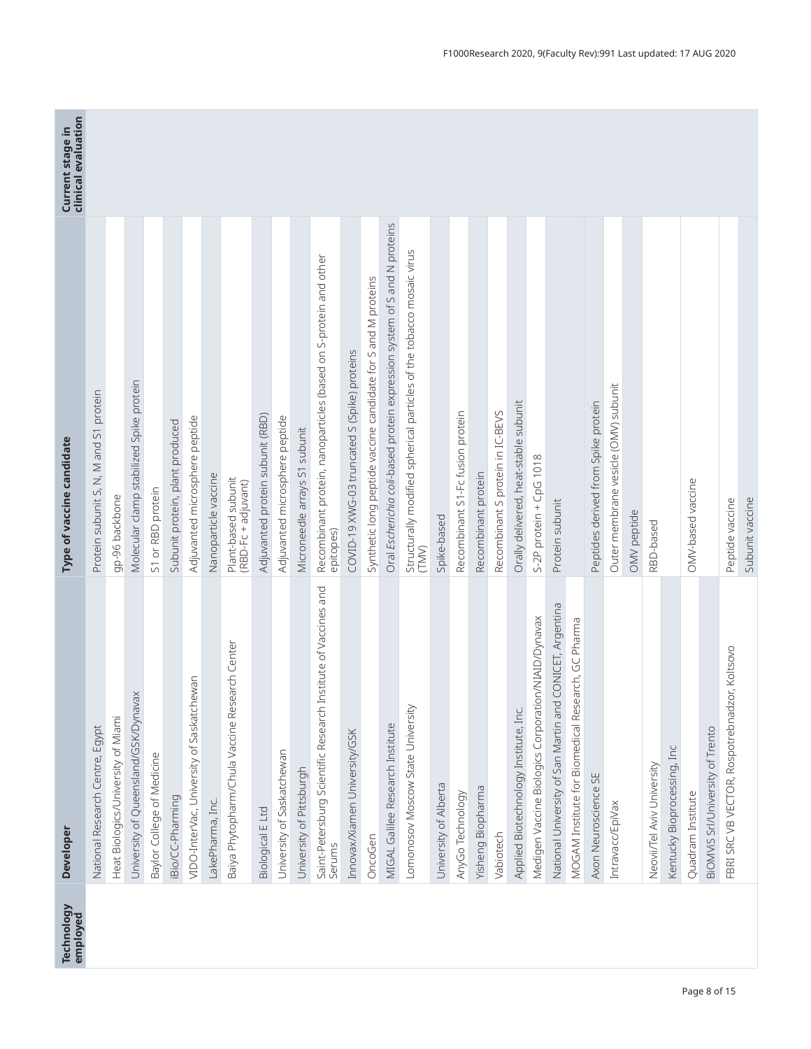| Technology employed | Developer | Type of vaccine candidate | Current stage in clinical evaluation |
|---|---|---|---|
| | National Research Centre, Egypt | Protein subunit S, N, M and S1 protein | |
| | Heat Biologics/University of Miami | gp-96 backbone | |
| | University of Queensland/GSK/Dynavax | Molecular clamp stabilized Spike protein | |
| | Baylor College of Medicine | S1 or RBD protein | |
| | iBio/CC-Pharming | Subunit protein, plant produced | |
| | VIDO-InterVac, University of Saskatchewan | Adjuvanted microsphere peptide | |
| | LakePharma, Inc. | Nanoparticle vaccine | |
| | Baiya Phytopharm/Chula Vaccine Research Center | Plant-based subunit (RBD-Fc + adjuvant) | |
| | Biological E Ltd | Adjuvanted protein subunit (RBD) | |
| | University of Saskatchewan | Adjuvanted microsphere peptide | |
| | University of Pittsburgh | Microneedle arrays S1 subunit | |
| | Saint-Petersburg Scientific Research Institute of Vaccines and Serums | Recombinant protein, nanoparticles (based on S-protein and other epitopes) | |
| | Innovax/Xiamen University/GSK | COVID-19 XWG-03 truncated S (Spike) proteins | |
| | OncoGen | Synthetic long peptide vaccine candidate for S and M proteins | |
| | MIGAL Galilee Research Institute | Oral *Escherichia coli*-based protein expression system of S and N proteins | |
| | Lomonosov Moscow State University | Structurally modified spherical particles of the tobacco mosaic virus (TMV) | |
| | University of Alberta | Spike-based | |
| | AnyGo Technology | Recombinant S1-Fc fusion protein | |
| | Yisheng Biopharma | Recombinant protein | |
| | Vabiotech | Recombinant S protein in IC-BEVS | |
| | Applied Biotechnology Institute, Inc. | Orally delivered, heat-stable subunit | |
| | Medigen Vaccine Biologics Corporation/NIAID/Dynavax | S-2P protein + CpG 1018 | |
| | National University of San Martin and CONICET, Argentina | Protein subunit | |
| | MOGAM Institute for Biomedical Research, GC Pharma | | |
| | Axon Neuroscience SE | Peptides derived from Spike protein | |
| | Intravacc/EpiVax | Outer membrane vesicle (OMV) subunit | |
| | | OMV peptide | |
| | Neovii/Tel Aviv University | RBD-based | |
| | Kentucky Bioprocessing, Inc | | |
| | Quadram Institute | OMV-based vaccine | |
| | BiOMViS Srl/University of Trento | | |
| | FBRI SRC VB VECTOR, Rospotrebnadzor, Koltsovo | Peptide vaccine | |
| | | Subunit vaccine | |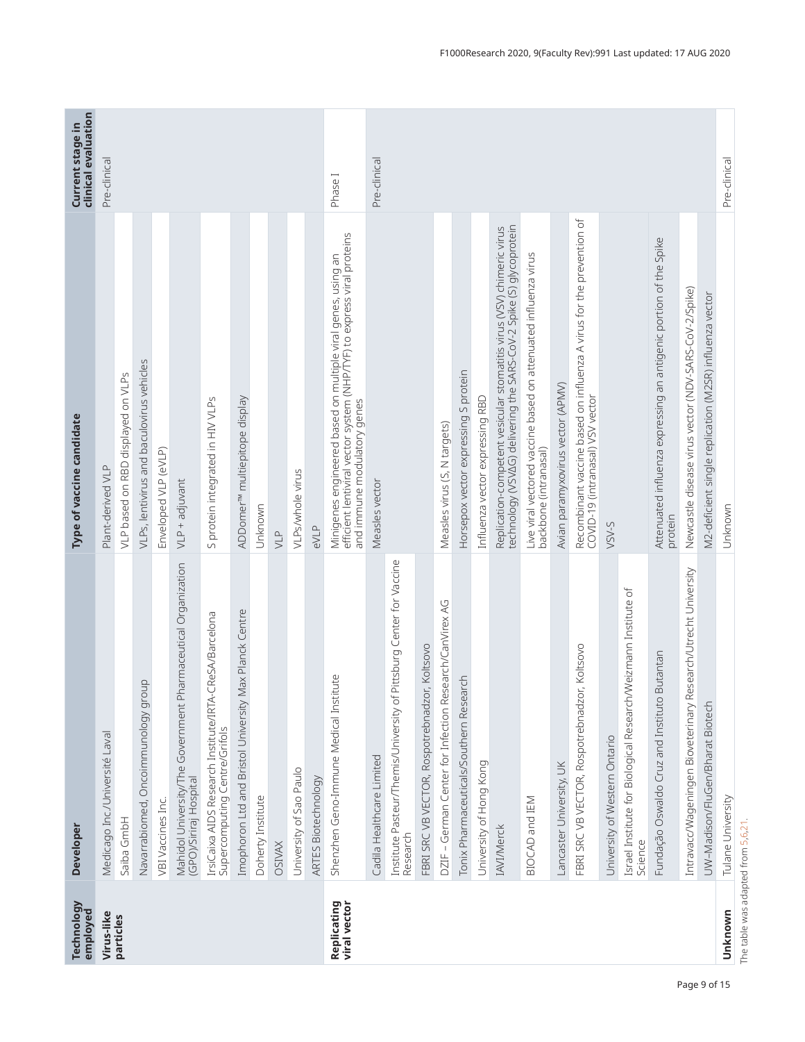| Technology employed | Developer | Type of vaccine candidate | Current stage in clinical evaluation |
|---|---|---|---|
| Virus-like particles | Medicago Inc./Université Laval | Plant-derived VLP | Pre-clinical |
| | Saiba GmbH | VLP based on RBD displayed on VLPs | |
| | Navarrabiomed, Oncoimmunology group | VLPs, lentivirus and baculovirus vehicles | |
| | VBI Vaccines Inc. | Enveloped VLP (eVLP) | |
| | Mahidol University/The Government Pharmaceutical Organization (GPO)/Siriraj Hospital | VLP + adjuvant | |
| | IrsiCaixa AIDS Research Institute/IRTA-CReSA/Barcelona Supercomputing Centre/Grifols | S protein integrated in HIV VLPs | |
| | Imophoron Ltd and Bristol University Max Planck Centre | ADDomer™ multiepitope display | |
| | Doherty Institute | Unknown | |
| | OSIVAX | VLP | |
| | University of Sao Paulo | VLPs/whole virus | |
| | ARTES Biotechnology | eVLP | |
| Replicating viral vector | Shenzhen Geno-Immune Medical Institute | Minigenes engineered based on multiple viral genes, using an efficient lentiviral vector system (NHP/TYF) to express viral proteins and immune modulatory genes | Phase I |
| | Cadila Healthcare Limited | Measles vector | Pre-clinical |
| | Institute Pasteur/Themis/University of Pittsburg Center for Vaccine Research | | |
| | FBRI SRC VB VECTOR, Rospotrebnadzor, Koltsovo | | |
| | DZIF – German Center for Infection Research/CanVirex AG | Measles virus (S, N targets) | |
| | Tonix Pharmaceuticals/Southern Research | Horsepox vector expressing S protein | |
| | University of Hong Kong | Influenza vector expressing RBD | |
| | IAVI/Merck | Replication-competent vesicular stomatitis virus (VSV) chimeric virus technology (VSVΔG) delivering the SARS-CoV-2 Spike (S) glycoprotein | |
| | BIOCAD and IEM | Live viral vectored vaccine based on attenuated influenza virus backbone (intranasal) | |
| | Lancaster University, UK | Avian paramyxovirus vector (APMV) | |
| | FBRI SRC VB VECTOR, Rospotrebnadzor, Koltsovo | Recombinant vaccine based on influenza A virus for the prevention of COVID-19 (intranasal) VSV vector | |
| | University of Western Ontario | VSV-S | |
| | Israel Institute for Biological Research/Weizmann Institute of Science | | |
| | Fundação Oswaldo Cruz and Instituto Butantan | Attenuated influenza expressing an antigenic portion of the Spike protein | |
| | Intravacc/Wageningen Bioveterinary Research/Utrecht University | Newcastle disease virus vector (NDV-SARS-CoV-2/Spike) | |
| | UW–Madison/FluGen/Bharat Biotech | M2-deficient single replication (M2SR) influenza vector | |
| Unknown | Tulane University | Unknown | Pre-clinical |

The table was adapted from 5,6,21.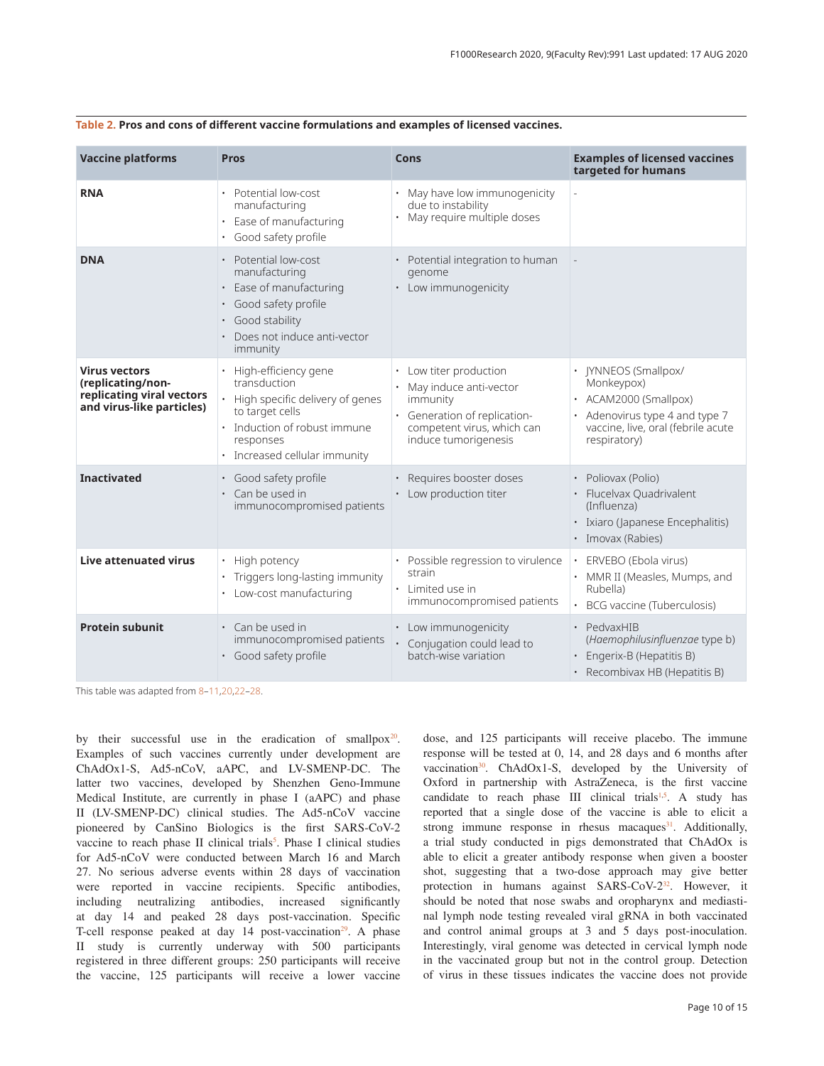**Table 2. Pros and cons of different vaccine formulations and examples of licensed vaccines.**

| Vaccine platforms | Pros | Cons | Examples of licensed vaccines targeted for humans |
|---|---|---|---|
| **RNA** | • Potential low-cost manufacturing<br>• Ease of manufacturing<br>• Good safety profile | • May have low immunogenicity due to instability<br>• May require multiple doses | - |
| **DNA** | • Potential low-cost manufacturing<br>• Ease of manufacturing<br>• Good safety profile<br>• Good stability<br>• Does not induce anti-vector immunity | • Potential integration to human genome<br>• Low immunogenicity | - |
| **Virus vectors (replicating/non-replicating viral vectors and virus-like particles)** | • High-efficiency gene transduction<br>• High specific delivery of genes to target cells<br>• Induction of robust immune responses<br>• Increased cellular immunity | • Low titer production<br>• May induce anti-vector immunity<br>• Generation of replication-competent virus, which can induce tumorigenesis | • JYNNEOS (Smallpox/ Monkeypox)<br>• ACAM2000 (Smallpox)<br>• Adenovirus type 4 and type 7 vaccine, live, oral (febrile acute respiratory) |
| **Inactivated** | • Good safety profile<br>• Can be used in immunocompromised patients | • Requires booster doses<br>• Low production titer | • Poliovax (Polio)<br>• Flucelvax Quadrivalent (Influenza)<br>• Ixiaro (Japanese Encephalitis)<br>• Imovax (Rabies) |
| **Live attenuated virus** | • High potency<br>• Triggers long-lasting immunity<br>• Low-cost manufacturing | • Possible regression to virulence strain<br>• Limited use in immunocompromised patients | • ERVEBO (Ebola virus)<br>• MMR II (Measles, Mumps, and Rubella)<br>• BCG vaccine (Tuberculosis) |
| **Protein subunit** | • Can be used in immunocompromised patients<br>• Good safety profile | • Low immunogenicity<br>• Conjugation could lead to batch-wise variation | • PedvaxHIB (*Haemophilusinfluenzae* type b)<br>• Engerix-B (Hepatitis B)<br>• Recombivax HB (Hepatitis B) |

This table was adapted from 8–11,20,22–28.

by their successful use in the eradication of smallpox[20]. Examples of such vaccines currently under development are ChAdOx1-S, Ad5-nCoV, aAPC, and LV-SMENP-DC. The latter two vaccines, developed by Shenzhen Geno-Immune Medical Institute, are currently in phase I (aAPC) and phase II (LV-SMENP-DC) clinical studies. The Ad5-nCoV vaccine pioneered by CanSino Biologics is the first SARS-CoV-2 vaccine to reach phase II clinical trials[5]. Phase I clinical studies for Ad5-nCoV were conducted between March 16 and March 27. No serious adverse events within 28 days of vaccination were reported in vaccine recipients. Specific antibodies, including neutralizing antibodies, increased significantly at day 14 and peaked 28 days post-vaccination. Specific T-cell response peaked at day 14 post-vaccination[29]. A phase II study is currently underway with 500 participants registered in three different groups: 250 participants will receive the vaccine, 125 participants will receive a lower vaccine dose, and 125 participants will receive placebo. The immune response will be tested at 0, 14, and 28 days and 6 months after vaccination[30]. ChAdOx1-S, developed by the University of Oxford in partnership with AstraZeneca, is the first vaccine candidate to reach phase III clinical trials[1,5]. A study has reported that a single dose of the vaccine is able to elicit a strong immune response in rhesus macaques[31]. Additionally, a trial study conducted in pigs demonstrated that ChAdOx is able to elicit a greater antibody response when given a booster shot, suggesting that a two-dose approach may give better protection in humans against SARS-CoV-2[32]. However, it should be noted that nose swabs and oropharynx and mediastinal lymph node testing revealed viral gRNA in both vaccinated and control animal groups at 3 and 5 days post-inoculation. Interestingly, viral genome was detected in cervical lymph node in the vaccinated group but not in the control group. Detection of virus in these tissues indicates the vaccine does not provide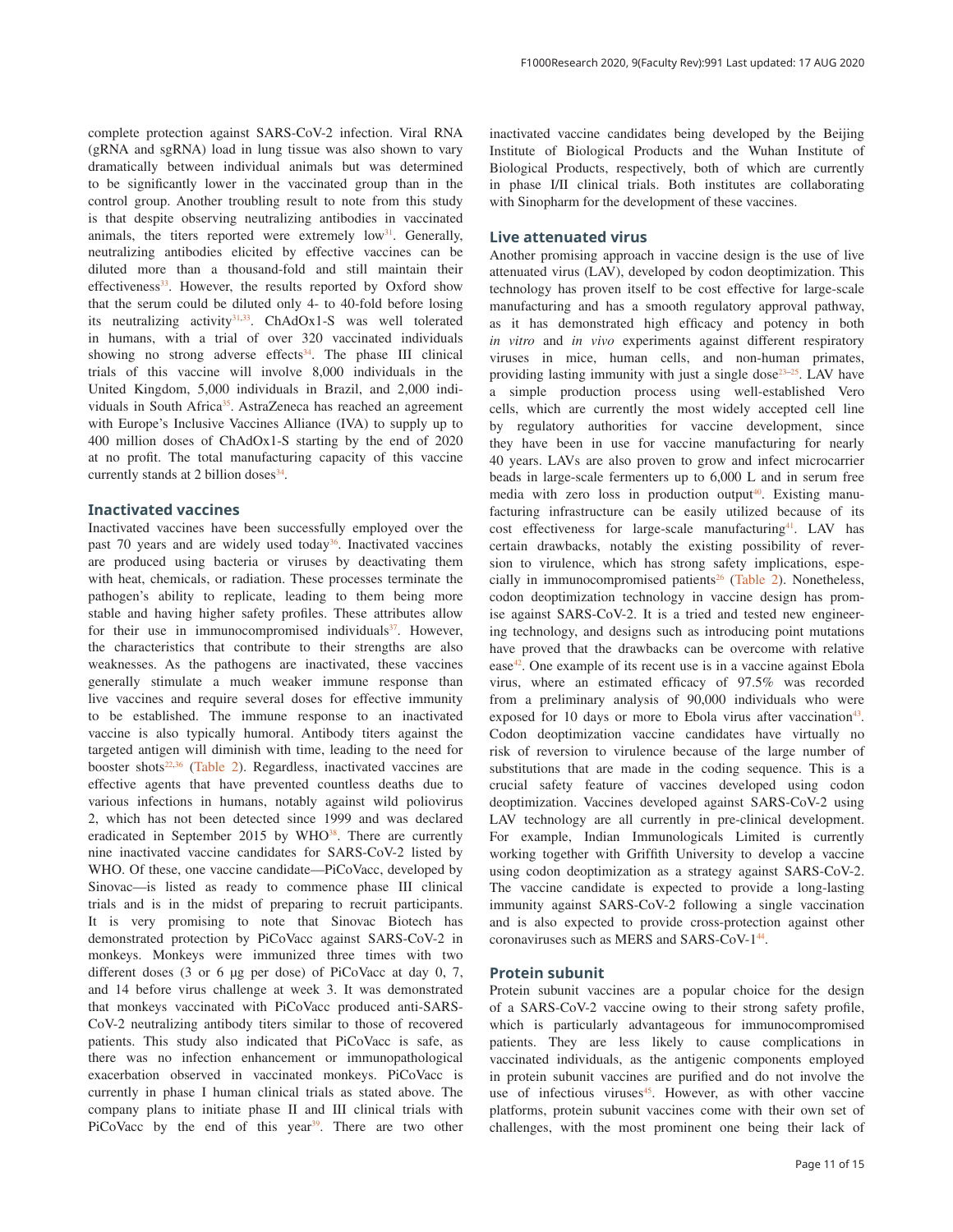complete protection against SARS-CoV-2 infection. Viral RNA (gRNA and sgRNA) load in lung tissue was also shown to vary dramatically between individual animals but was determined to be significantly lower in the vaccinated group than in the control group. Another troubling result to note from this study is that despite observing neutralizing antibodies in vaccinated animals, the titers reported were extremely low[31]. Generally, neutralizing antibodies elicited by effective vaccines can be diluted more than a thousand-fold and still maintain their effectiveness[33]. However, the results reported by Oxford show that the serum could be diluted only 4- to 40-fold before losing its neutralizing activity[31,33]. ChAdOx1-S was well tolerated in humans, with a trial of over 320 vaccinated individuals showing no strong adverse effects[34]. The phase III clinical trials of this vaccine will involve 8,000 individuals in the United Kingdom, 5,000 individuals in Brazil, and 2,000 individuals in South Africa[35]. AstraZeneca has reached an agreement with Europe's Inclusive Vaccines Alliance (IVA) to supply up to 400 million doses of ChAdOx1-S starting by the end of 2020 at no profit. The total manufacturing capacity of this vaccine currently stands at 2 billion doses[34].

## Inactivated vaccines

Inactivated vaccines have been successfully employed over the past 70 years and are widely used today[36]. Inactivated vaccines are produced using bacteria or viruses by deactivating them with heat, chemicals, or radiation. These processes terminate the pathogen's ability to replicate, leading to them being more stable and having higher safety profiles. These attributes allow for their use in immunocompromised individuals[37]. However, the characteristics that contribute to their strengths are also weaknesses. As the pathogens are inactivated, these vaccines generally stimulate a much weaker immune response than live vaccines and require several doses for effective immunity to be established. The immune response to an inactivated vaccine is also typically humoral. Antibody titers against the targeted antigen will diminish with time, leading to the need for booster shots[22,36] (Table 2). Regardless, inactivated vaccines are effective agents that have prevented countless deaths due to various infections in humans, notably against wild poliovirus 2, which has not been detected since 1999 and was declared eradicated in September 2015 by WHO[38]. There are currently nine inactivated vaccine candidates for SARS-CoV-2 listed by WHO. Of these, one vaccine candidate—PiCoVacc, developed by Sinovac—is listed as ready to commence phase III clinical trials and is in the midst of preparing to recruit participants. It is very promising to note that Sinovac Biotech has demonstrated protection by PiCoVacc against SARS-CoV-2 in monkeys. Monkeys were immunized three times with two different doses (3 or 6 μg per dose) of PiCoVacc at day 0, 7, and 14 before virus challenge at week 3. It was demonstrated that monkeys vaccinated with PiCoVacc produced anti-SARS-CoV-2 neutralizing antibody titers similar to those of recovered patients. This study also indicated that PiCoVacc is safe, as there was no infection enhancement or immunopathological exacerbation observed in vaccinated monkeys. PiCoVacc is currently in phase I human clinical trials as stated above. The company plans to initiate phase II and III clinical trials with PiCoVacc by the end of this year[39]. There are two other inactivated vaccine candidates being developed by the Beijing Institute of Biological Products and the Wuhan Institute of Biological Products, respectively, both of which are currently in phase I/II clinical trials. Both institutes are collaborating with Sinopharm for the development of these vaccines.

## Live attenuated virus

Another promising approach in vaccine design is the use of live attenuated virus (LAV), developed by codon deoptimization. This technology has proven itself to be cost effective for large-scale manufacturing and has a smooth regulatory approval pathway, as it has demonstrated high efficacy and potency in both *in vitro* and *in vivo* experiments against different respiratory viruses in mice, human cells, and non-human primates, providing lasting immunity with just a single dose[23–25]. LAV have a simple production process using well-established Vero cells, which are currently the most widely accepted cell line by regulatory authorities for vaccine development, since they have been in use for vaccine manufacturing for nearly 40 years. LAVs are also proven to grow and infect microcarrier beads in large-scale fermenters up to 6,000 L and in serum free media with zero loss in production output[40]. Existing manufacturing infrastructure can be easily utilized because of its cost effectiveness for large-scale manufacturing[41]. LAV has certain drawbacks, notably the existing possibility of reversion to virulence, which has strong safety implications, especially in immunocompromised patients[26] (Table 2). Nonetheless, codon deoptimization technology in vaccine design has promise against SARS-CoV-2. It is a tried and tested new engineering technology, and designs such as introducing point mutations have proved that the drawbacks can be overcome with relative ease[42]. One example of its recent use is in a vaccine against Ebola virus, where an estimated efficacy of 97.5% was recorded from a preliminary analysis of 90,000 individuals who were exposed for 10 days or more to Ebola virus after vaccination[43]. Codon deoptimization vaccine candidates have virtually no risk of reversion to virulence because of the large number of substitutions that are made in the coding sequence. This is a crucial safety feature of vaccines developed using codon deoptimization. Vaccines developed against SARS-CoV-2 using LAV technology are all currently in pre-clinical development. For example, Indian Immunologicals Limited is currently working together with Griffith University to develop a vaccine using codon deoptimization as a strategy against SARS-CoV-2. The vaccine candidate is expected to provide a long-lasting immunity against SARS-CoV-2 following a single vaccination and is also expected to provide cross-protection against other coronaviruses such as MERS and SARS-CoV-1[44].

## Protein subunit

Protein subunit vaccines are a popular choice for the design of a SARS-CoV-2 vaccine owing to their strong safety profile, which is particularly advantageous for immunocompromised patients. They are less likely to cause complications in vaccinated individuals, as the antigenic components employed in protein subunit vaccines are purified and do not involve the use of infectious viruses[45]. However, as with other vaccine platforms, protein subunit vaccines come with their own set of challenges, with the most prominent one being their lack of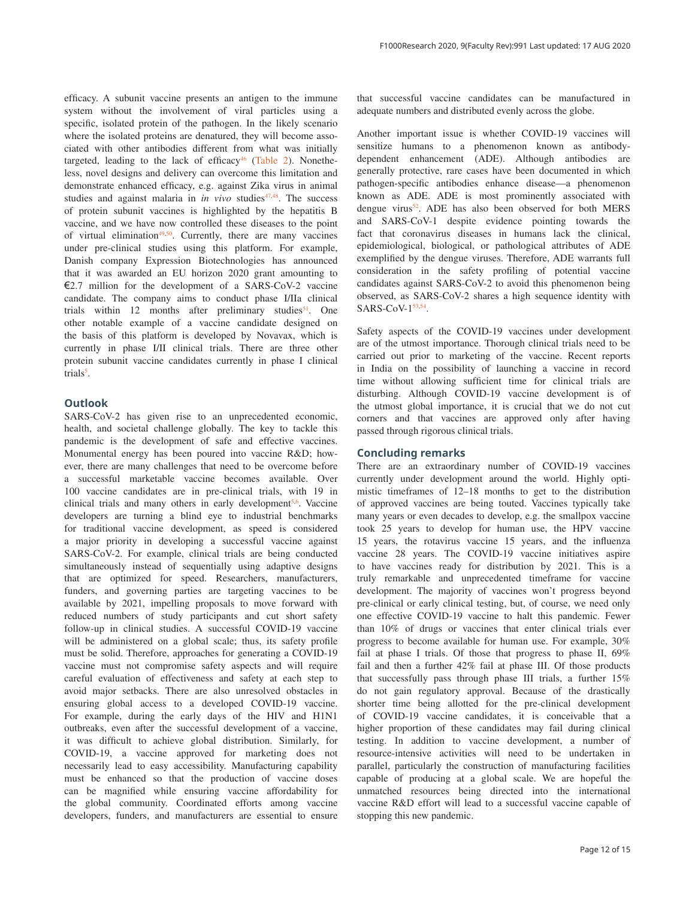efficacy. A subunit vaccine presents an antigen to the immune system without the involvement of viral particles using a specific, isolated protein of the pathogen. In the likely scenario where the isolated proteins are denatured, they will become associated with other antibodies different from what was initially targeted, leading to the lack of efficacy[46] (Table 2). Nonetheless, novel designs and delivery can overcome this limitation and demonstrate enhanced efficacy, e.g. against Zika virus in animal studies and against malaria in *in vivo* studies[47,48]. The success of protein subunit vaccines is highlighted by the hepatitis B vaccine, and we have now controlled these diseases to the point of virtual elimination[49,50]. Currently, there are many vaccines under pre-clinical studies using this platform. For example, Danish company Expression Biotechnologies has announced that it was awarded an EU horizon 2020 grant amounting to €2.7 million for the development of a SARS-CoV-2 vaccine candidate. The company aims to conduct phase I/IIa clinical trials within 12 months after preliminary studies[51]. One other notable example of a vaccine candidate designed on the basis of this platform is developed by Novavax, which is currently in phase I/II clinical trials. There are three other protein subunit vaccine candidates currently in phase I clinical trials[5].

## Outlook

SARS-CoV-2 has given rise to an unprecedented economic, health, and societal challenge globally. The key to tackle this pandemic is the development of safe and effective vaccines. Monumental energy has been poured into vaccine R&D; however, there are many challenges that need to be overcome before a successful marketable vaccine becomes available. Over 100 vaccine candidates are in pre-clinical trials, with 19 in clinical trials and many others in early development[5,6]. Vaccine developers are turning a blind eye to industrial benchmarks for traditional vaccine development, as speed is considered a major priority in developing a successful vaccine against SARS-CoV-2. For example, clinical trials are being conducted simultaneously instead of sequentially using adaptive designs that are optimized for speed. Researchers, manufacturers, funders, and governing parties are targeting vaccines to be available by 2021, impelling proposals to move forward with reduced numbers of study participants and cut short safety follow-up in clinical studies. A successful COVID-19 vaccine will be administered on a global scale; thus, its safety profile must be solid. Therefore, approaches for generating a COVID-19 vaccine must not compromise safety aspects and will require careful evaluation of effectiveness and safety at each step to avoid major setbacks. There are also unresolved obstacles in ensuring global access to a developed COVID-19 vaccine. For example, during the early days of the HIV and H1N1 outbreaks, even after the successful development of a vaccine, it was difficult to achieve global distribution. Similarly, for COVID-19, a vaccine approved for marketing does not necessarily lead to easy accessibility. Manufacturing capability must be enhanced so that the production of vaccine doses can be magnified while ensuring vaccine affordability for the global community. Coordinated efforts among vaccine developers, funders, and manufacturers are essential to ensure that successful vaccine candidates can be manufactured in adequate numbers and distributed evenly across the globe.

Another important issue is whether COVID-19 vaccines will sensitize humans to a phenomenon known as antibody-dependent enhancement (ADE). Although antibodies are generally protective, rare cases have been documented in which pathogen-specific antibodies enhance disease—a phenomenon known as ADE. ADE is most prominently associated with dengue virus[52]. ADE has also been observed for both MERS and SARS-CoV-1 despite evidence pointing towards the fact that coronavirus diseases in humans lack the clinical, epidemiological, biological, or pathological attributes of ADE exemplified by the dengue viruses. Therefore, ADE warrants full consideration in the safety profiling of potential vaccine candidates against SARS-CoV-2 to avoid this phenomenon being observed, as SARS-CoV-2 shares a high sequence identity with SARS-CoV-1[53,54].

Safety aspects of the COVID-19 vaccines under development are of the utmost importance. Thorough clinical trials need to be carried out prior to marketing of the vaccine. Recent reports in India on the possibility of launching a vaccine in record time without allowing sufficient time for clinical trials are disturbing. Although COVID-19 vaccine development is of the utmost global importance, it is crucial that we do not cut corners and that vaccines are approved only after having passed through rigorous clinical trials.

## Concluding remarks

There are an extraordinary number of COVID-19 vaccines currently under development around the world. Highly optimistic timeframes of 12–18 months to get to the distribution of approved vaccines are being touted. Vaccines typically take many years or even decades to develop, e.g. the smallpox vaccine took 25 years to develop for human use, the HPV vaccine 15 years, the rotavirus vaccine 15 years, and the influenza vaccine 28 years. The COVID-19 vaccine initiatives aspire to have vaccines ready for distribution by 2021. This is a truly remarkable and unprecedented timeframe for vaccine development. The majority of vaccines won't progress beyond pre-clinical or early clinical testing, but, of course, we need only one effective COVID-19 vaccine to halt this pandemic. Fewer than 10% of drugs or vaccines that enter clinical trials ever progress to become available for human use. For example, 30% fail at phase I trials. Of those that progress to phase II, 69% fail and then a further 42% fail at phase III. Of those products that successfully pass through phase III trials, a further 15% do not gain regulatory approval. Because of the drastically shorter time being allotted for the pre-clinical development of COVID-19 vaccine candidates, it is conceivable that a higher proportion of these candidates may fail during clinical testing. In addition to vaccine development, a number of resource-intensive activities will need to be undertaken in parallel, particularly the construction of manufacturing facilities capable of producing at a global scale. We are hopeful the unmatched resources being directed into the international vaccine R&D effort will lead to a successful vaccine capable of stopping this new pandemic.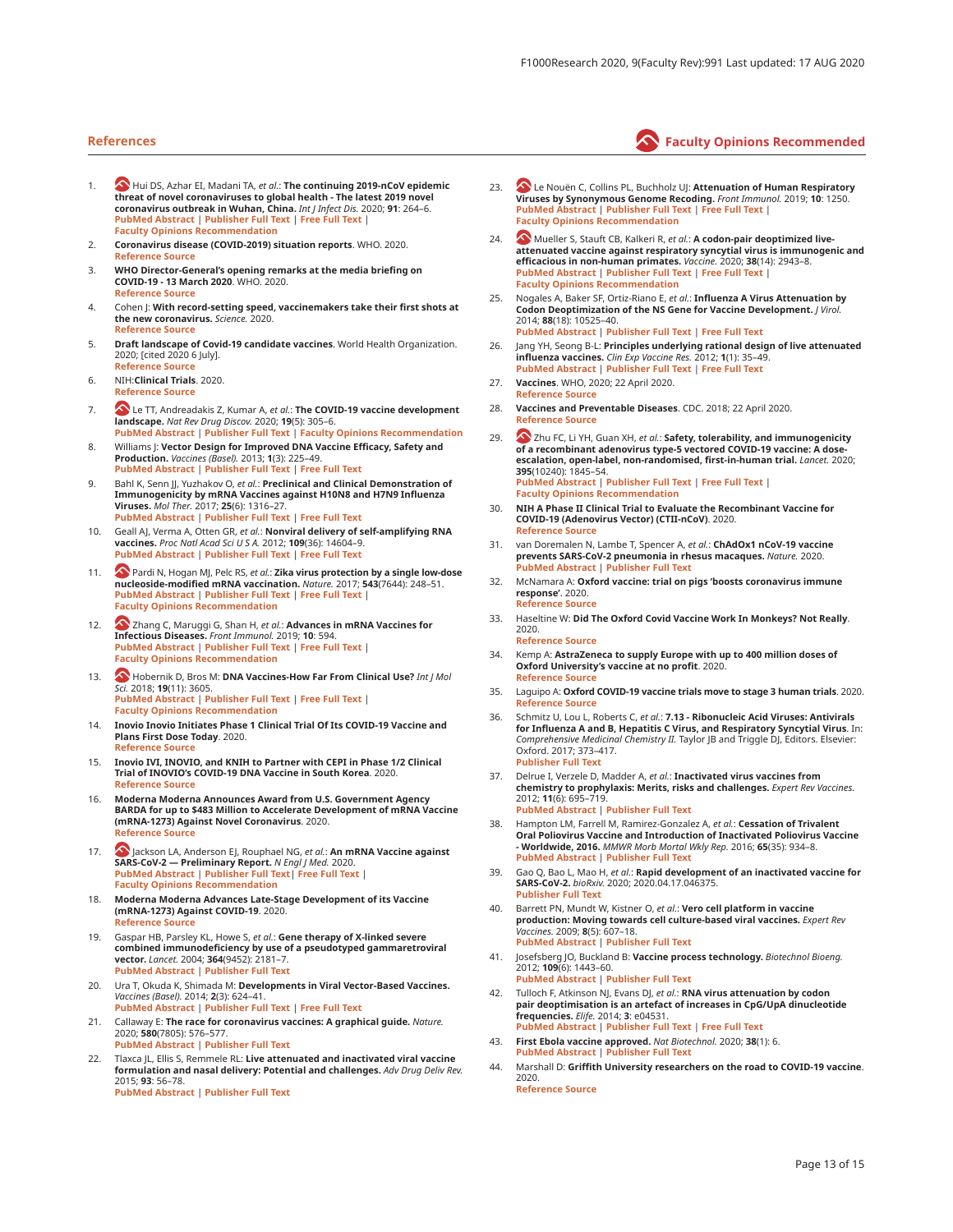## References

Faculty Opinions Recommended

1. Hui DS, Azhar EI, Madani TA, *et al.*: **The continuing 2019-nCoV epidemic threat of novel coronaviruses to global health - The latest 2019 novel coronavirus outbreak in Wuhan, China.** *Int J Infect Dis.* 2020; **91**: 264–6.
PubMed Abstract | Publisher Full Text | Free Full Text | Faculty Opinions Recommendation
2. **Coronavirus disease (COVID-2019) situation reports**. WHO. 2020.
Reference Source
3. **WHO Director-General's opening remarks at the media briefing on COVID-19 - 13 March 2020**. WHO. 2020.
Reference Source
4. Cohen J: **With record-setting speed, vaccinemakers take their first shots at the new coronavirus.** *Science.* 2020.
Reference Source
5. **Draft landscape of Covid-19 candidate vaccines**. World Health Organization. 2020; [cited 2020 6 July].
Reference Source
6. NIH:**Clinical Trials**. 2020.
Reference Source
7. Le TT, Andreadakis Z, Kumar A, *et al.*: **The COVID-19 vaccine development landscape.** *Nat Rev Drug Discov.* 2020; **19**(5): 305–6.
PubMed Abstract | Publisher Full Text | Faculty Opinions Recommendation
8. Williams J: **Vector Design for Improved DNA Vaccine Efficacy, Safety and Production.** *Vaccines (Basel).* 2013; **1**(3): 225–49.
PubMed Abstract | Publisher Full Text | Free Full Text
9. Bahl K, Senn JJ, Yuzhakov O, *et al.*: **Preclinical and Clinical Demonstration of Immunogenicity by mRNA Vaccines against H10N8 and H7N9 Influenza Viruses.** *Mol Ther.* 2017; **25**(6): 1316–27.
PubMed Abstract | Publisher Full Text | Free Full Text
10. Geall AJ, Verma A, Otten GR, *et al.*: **Nonviral delivery of self-amplifying RNA vaccines.** *Proc Natl Acad Sci U S A.* 2012; **109**(36): 14604–9.
PubMed Abstract | Publisher Full Text | Free Full Text
11. Pardi N, Hogan MJ, Pelc RS, *et al.*: **Zika virus protection by a single low-dose nucleoside-modified mRNA vaccination.** *Nature.* 2017; **543**(7644): 248–51.
PubMed Abstract | Publisher Full Text | Free Full Text | Faculty Opinions Recommendation
12. Zhang C, Maruggi G, Shan H, *et al.*: **Advances in mRNA Vaccines for Infectious Diseases.** *Front Immunol.* 2019; **10**: 594.
PubMed Abstract | Publisher Full Text | Free Full Text | Faculty Opinions Recommendation
13. Hobernik D, Bros M: **DNA Vaccines-How Far From Clinical Use?** *Int J Mol Sci.* 2018; **19**(11): 3605.
PubMed Abstract | Publisher Full Text | Free Full Text | Faculty Opinions Recommendation
14. **Inovio Inovio Initiates Phase 1 Clinical Trial Of Its COVID-19 Vaccine and Plans First Dose Today**. 2020.
Reference Source
15. **Inovio IVI, INOVIO, and KNIH to Partner with CEPI in Phase 1/2 Clinical Trial of INOVIO's COVID-19 DNA Vaccine in South Korea**. 2020.
Reference Source
16. **Moderna Moderna Announces Award from U.S. Government Agency BARDA for up to $483 Million to Accelerate Development of mRNA Vaccine (mRNA-1273) Against Novel Coronavirus**. 2020.
Reference Source
17. Jackson LA, Anderson EJ, Rouphael NG, *et al.*: **An mRNA Vaccine against SARS-CoV-2 — Preliminary Report.** *N Engl J Med.* 2020.
PubMed Abstract | Publisher Full Text| Free Full Text | Faculty Opinions Recommendation
18. **Moderna Moderna Advances Late-Stage Development of its Vaccine (mRNA-1273) Against COVID-19**. 2020.
Reference Source
19. Gaspar HB, Parsley KL, Howe S, *et al.*: **Gene therapy of X-linked severe combined immunodeficiency by use of a pseudotyped gammaretroviral vector.** *Lancet.* 2004; **364**(9452): 2181–7.
PubMed Abstract | Publisher Full Text
20. Ura T, Okuda K, Shimada M: **Developments in Viral Vector-Based Vaccines.** *Vaccines (Basel).* 2014; **2**(3): 624–41.
PubMed Abstract | Publisher Full Text | Free Full Text
21. Callaway E: **The race for coronavirus vaccines: A graphical guide.** *Nature.* 2020; **580**(7805): 576–577.
PubMed Abstract | Publisher Full Text
22. Tlaxca JL, Ellis S, Remmele RL: **Live attenuated and inactivated viral vaccine formulation and nasal delivery: Potential and challenges.** *Adv Drug Deliv Rev.* 2015; **93**: 56–78.
PubMed Abstract | Publisher Full Text
23. Le Nouën C, Collins PL, Buchholz UJ: **Attenuation of Human Respiratory Viruses by Synonymous Genome Recoding.** *Front Immunol.* 2019; **10**: 1250.
PubMed Abstract | Publisher Full Text | Free Full Text | Faculty Opinions Recommendation
24. Mueller S, Stauft CB, Kalkeri R, *et al.*: **A codon-pair deoptimized live-attenuated vaccine against respiratory syncytial virus is immunogenic and efficacious in non-human primates.** *Vaccine.* 2020; **38**(14): 2943–8.
PubMed Abstract | Publisher Full Text | Free Full Text | Faculty Opinions Recommendation
25. Nogales A, Baker SF, Ortiz-Riano E, *et al.*: **Influenza A Virus Attenuation by Codon Deoptimization of the NS Gene for Vaccine Development.** *J Virol.* 2014; **88**(18): 10525–40.
PubMed Abstract | Publisher Full Text | Free Full Text
26. Jang YH, Seong B-L: **Principles underlying rational design of live attenuated influenza vaccines.** *Clin Exp Vaccine Res.* 2012; **1**(1): 35–49.
PubMed Abstract | Publisher Full Text | Free Full Text
27. **Vaccines**. WHO, 2020; 22 April 2020.
Reference Source
28. **Vaccines and Preventable Diseases**. CDC. 2018; 22 April 2020.
Reference Source
29. Zhu FC, Li YH, Guan XH, *et al.*: **Safety, tolerability, and immunogenicity of a recombinant adenovirus type-5 vectored COVID-19 vaccine: A dose-escalation, open-label, non-randomised, first-in-human trial.** *Lancet.* 2020; **395**(10240): 1845–54.
PubMed Abstract | Publisher Full Text | Free Full Text | Faculty Opinions Recommendation
30. **NIH A Phase II Clinical Trial to Evaluate the Recombinant Vaccine for COVID-19 (Adenovirus Vector) (CTII-nCoV)**. 2020.
Reference Source
31. van Doremalen N, Lambe T, Spencer A, *et al.*: **ChAdOx1 nCoV-19 vaccine prevents SARS-CoV-2 pneumonia in rhesus macaques.** *Nature.* 2020.
PubMed Abstract | Publisher Full Text
32. McNamara A: **Oxford vaccine: trial on pigs 'boosts coronavirus immune response'**. 2020.
Reference Source
33. Haseltine W: **Did The Oxford Covid Vaccine Work In Monkeys? Not Really**. 2020.
Reference Source
34. Kemp A: **AstraZeneca to supply Europe with up to 400 million doses of Oxford University's vaccine at no profit**. 2020.
Reference Source
35. Laguipo A: **Oxford COVID-19 vaccine trials move to stage 3 human trials**. 2020.
Reference Source
36. Schmitz U, Lou L, Roberts C, *et al.*: **7.13 - Ribonucleic Acid Viruses: Antivirals for Influenza A and B, Hepatitis C Virus, and Respiratory Syncytial Virus**. In: *Comprehensive Medicinal Chemistry II.* Taylor JB and Triggle DJ, Editors. Elsevier: Oxford. 2017; 373–417.
Publisher Full Text
37. Delrue I, Verzele D, Madder A, *et al.*: **Inactivated virus vaccines from chemistry to prophylaxis: Merits, risks and challenges.** *Expert Rev Vaccines.* 2012; **11**(6): 695–719.
PubMed Abstract | Publisher Full Text
38. Hampton LM, Farrell M, Ramirez-Gonzalez A, *et al.*: **Cessation of Trivalent Oral Poliovirus Vaccine and Introduction of Inactivated Poliovirus Vaccine - Worldwide, 2016.** *MMWR Morb Mortal Wkly Rep.* 2016; **65**(35): 934–8.
PubMed Abstract | Publisher Full Text
39. Gao Q, Bao L, Mao H, *et al.*: **Rapid development of an inactivated vaccine for SARS-CoV-2.** *bioRxiv.* 2020; 2020.04.17.046375.
Publisher Full Text
40. Barrett PN, Mundt W, Kistner O, *et al.*: **Vero cell platform in vaccine production: Moving towards cell culture-based viral vaccines.** *Expert Rev Vaccines.* 2009; **8**(5): 607–18.
PubMed Abstract | Publisher Full Text
41. Josefsberg JO, Buckland B: **Vaccine process technology.** *Biotechnol Bioeng.* 2012; **109**(6): 1443–60.
PubMed Abstract | Publisher Full Text
42. Tulloch F, Atkinson NJ, Evans DJ, *et al.*: **RNA virus attenuation by codon pair deoptimisation is an artefact of increases in CpG/UpA dinucleotide frequencies.** *Elife.* 2014; **3**: e04531.
PubMed Abstract | Publisher Full Text | Free Full Text
43. **First Ebola vaccine approved.** *Nat Biotechnol.* 2020; **38**(1): 6.
PubMed Abstract | Publisher Full Text
44. Marshall D: **Griffith University researchers on the road to COVID-19 vaccine**. 2020.
Reference Source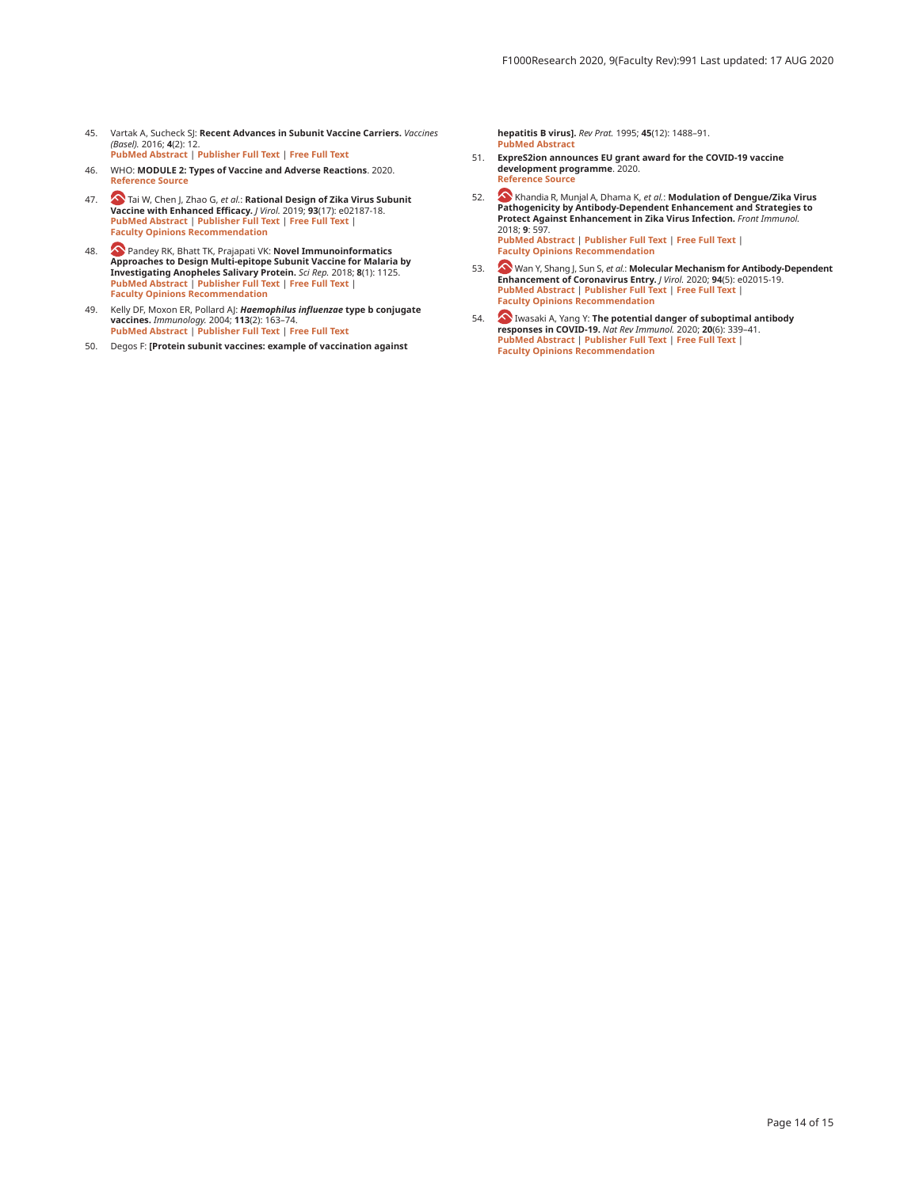45. Vartak A, Sucheck SJ: **Recent Advances in Subunit Vaccine Carriers.** *Vaccines (Basel).* 2016; **4**(2): 12.
PubMed Abstract | Publisher Full Text | Free Full Text

46. WHO: **MODULE 2: Types of Vaccine and Adverse Reactions**. 2020.
Reference Source

47. Tai W, Chen J, Zhao G, *et al.*: **Rational Design of Zika Virus Subunit Vaccine with Enhanced Efficacy.** *J Virol.* 2019; **93**(17): e02187-18.
PubMed Abstract | Publisher Full Text | Free Full Text | Faculty Opinions Recommendation

48. Pandey RK, Bhatt TK, Prajapati VK: **Novel Immunoinformatics Approaches to Design Multi-epitope Subunit Vaccine for Malaria by Investigating Anopheles Salivary Protein.** *Sci Rep.* 2018; **8**(1): 1125.
PubMed Abstract | Publisher Full Text | Free Full Text | Faculty Opinions Recommendation

49. Kelly DF, Moxon ER, Pollard AJ: ***Haemophilus influenzae* type b conjugate vaccines.** *Immunology.* 2004; **113**(2): 163–74.
PubMed Abstract | Publisher Full Text | Free Full Text

50. Degos F: **[Protein subunit vaccines: example of vaccination against hepatitis B virus].** *Rev Prat.* 1995; **45**(12): 1488–91.
PubMed Abstract

51. **ExpreS2ion announces EU grant award for the COVID-19 vaccine development programme**. 2020.
Reference Source

52. Khandia R, Munjal A, Dhama K, *et al.*: **Modulation of Dengue/Zika Virus Pathogenicity by Antibody-Dependent Enhancement and Strategies to Protect Against Enhancement in Zika Virus Infection.** *Front Immunol.* 2018; **9**: 597.
PubMed Abstract | Publisher Full Text | Free Full Text | Faculty Opinions Recommendation

53. Wan Y, Shang J, Sun S, *et al.*: **Molecular Mechanism for Antibody-Dependent Enhancement of Coronavirus Entry.** *J Virol.* 2020; **94**(5): e02015-19.
PubMed Abstract | Publisher Full Text | Free Full Text | Faculty Opinions Recommendation

54. Iwasaki A, Yang Y: **The potential danger of suboptimal antibody responses in COVID-19.** *Nat Rev Immunol.* 2020; **20**(6): 339–41.
PubMed Abstract | Publisher Full Text | Free Full Text | Faculty Opinions Recommendation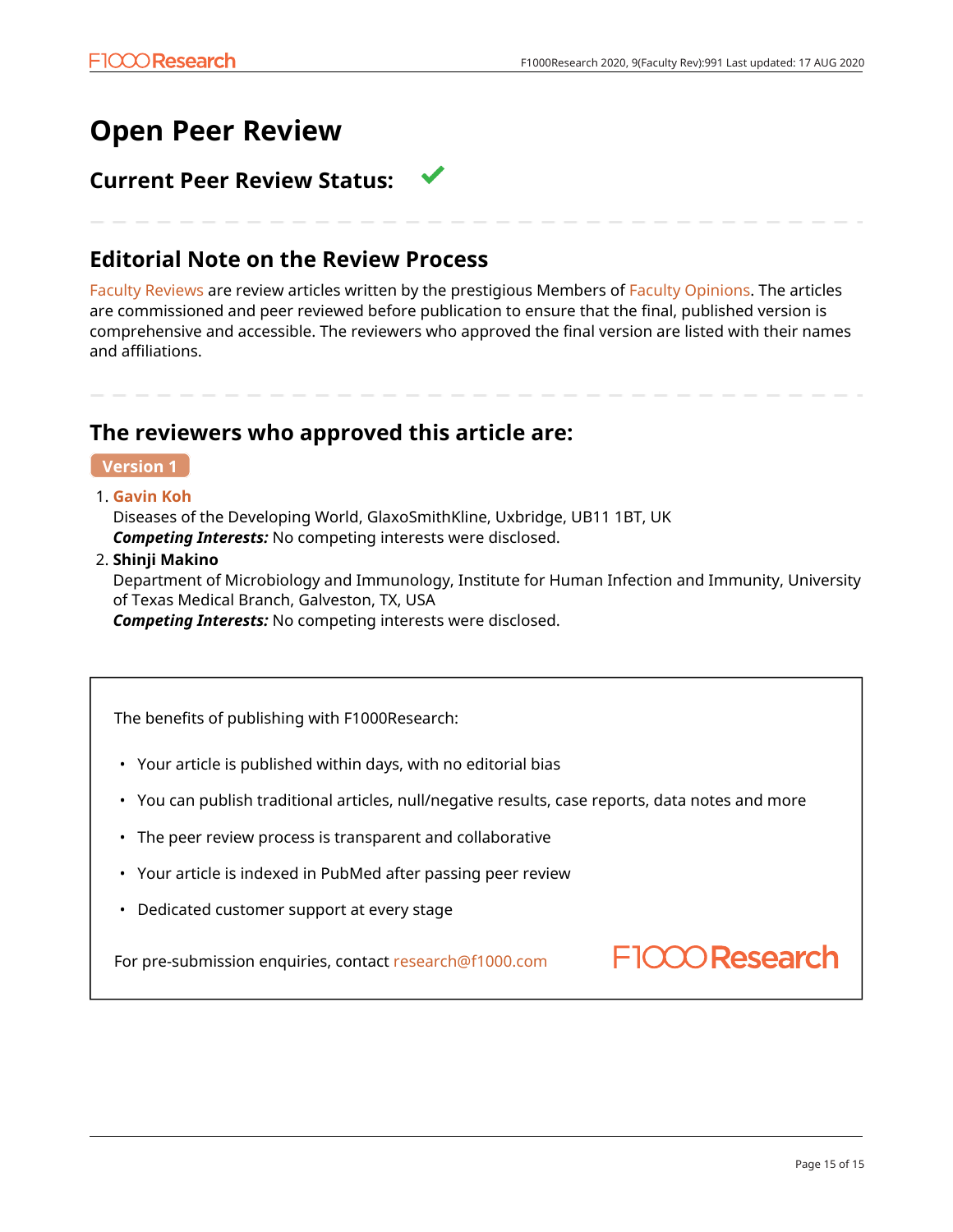# Open Peer Review

## Current Peer Review Status: ✔

## Editorial Note on the Review Process

Faculty Reviews are review articles written by the prestigious Members of Faculty Opinions. The articles are commissioned and peer reviewed before publication to ensure that the final, published version is comprehensive and accessible. The reviewers who approved the final version are listed with their names and affiliations.

## The reviewers who approved this article are:

**Version 1**

1. **Gavin Koh**
   Diseases of the Developing World, GlaxoSmithKline, Uxbridge, UB11 1BT, UK
   ***Competing Interests:*** No competing interests were disclosed.
2. **Shinji Makino**
   Department of Microbiology and Immunology, Institute for Human Infection and Immunity, University of Texas Medical Branch, Galveston, TX, USA
   ***Competing Interests:*** No competing interests were disclosed.

The benefits of publishing with F1000Research:

- Your article is published within days, with no editorial bias
- You can publish traditional articles, null/negative results, case reports, data notes and more
- The peer review process is transparent and collaborative
- Your article is indexed in PubMed after passing peer review
- Dedicated customer support at every stage

For pre-submission enquiries, contact research@f1000.com

F1000Research